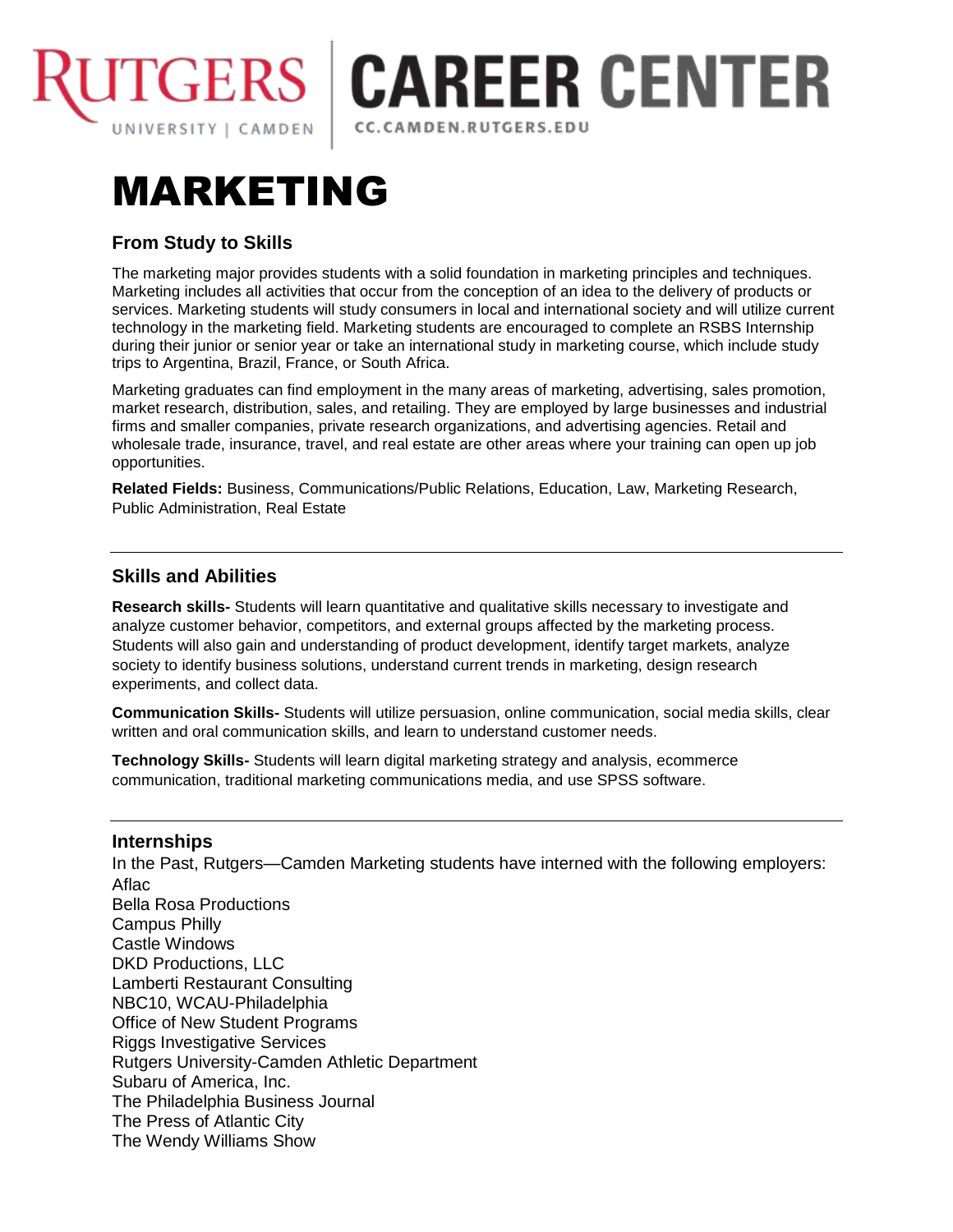RUTGERS UNIVERSITY | CAMDEN | CAREER CENTER
CC.CAMDEN.RUTGERS.EDU

# MARKETING

## From Study to Skills

The marketing major provides students with a solid foundation in marketing principles and techniques. Marketing includes all activities that occur from the conception of an idea to the delivery of products or services. Marketing students will study consumers in local and international society and will utilize current technology in the marketing field. Marketing students are encouraged to complete an RSBS Internship during their junior or senior year or take an international study in marketing course, which include study trips to Argentina, Brazil, France, or South Africa.

Marketing graduates can find employment in the many areas of marketing, advertising, sales promotion, market research, distribution, sales, and retailing. They are employed by large businesses and industrial firms and smaller companies, private research organizations, and advertising agencies. Retail and wholesale trade, insurance, travel, and real estate are other areas where your training can open up job opportunities.

**Related Fields:** Business, Communications/Public Relations, Education, Law, Marketing Research, Public Administration, Real Estate

---

## Skills and Abilities

**Research skills-** Students will learn quantitative and qualitative skills necessary to investigate and analyze customer behavior, competitors, and external groups affected by the marketing process. Students will also gain and understanding of product development, identify target markets, analyze society to identify business solutions, understand current trends in marketing, design research experiments, and collect data.

**Communication Skills-** Students will utilize persuasion, online communication, social media skills, clear written and oral communication skills, and learn to understand customer needs.

**Technology Skills-** Students will learn digital marketing strategy and analysis, ecommerce communication, traditional marketing communications media, and use SPSS software.

---

## Internships

In the Past, Rutgers—Camden Marketing students have interned with the following employers:

Aflac
Bella Rosa Productions
Campus Philly
Castle Windows
DKD Productions, LLC
Lamberti Restaurant Consulting
NBC10, WCAU-Philadelphia
Office of New Student Programs
Riggs Investigative Services
Rutgers University-Camden Athletic Department
Subaru of America, Inc.
The Philadelphia Business Journal
The Press of Atlantic City
The Wendy Williams Show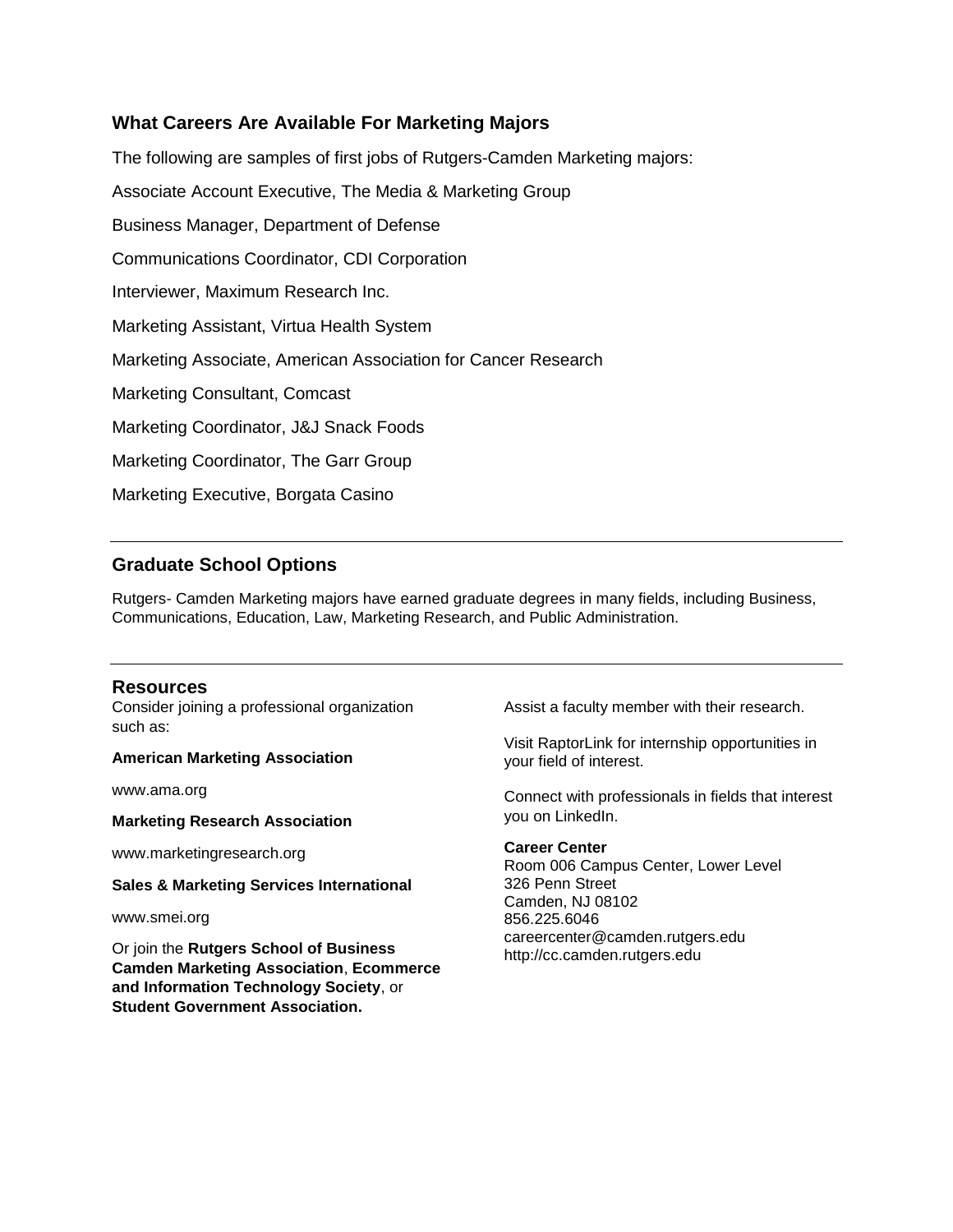## What Careers Are Available For Marketing Majors

The following are samples of first jobs of Rutgers-Camden Marketing majors:

Associate Account Executive, The Media & Marketing Group

Business Manager, Department of Defense

Communications Coordinator, CDI Corporation

Interviewer, Maximum Research Inc.

Marketing Assistant, Virtua Health System

Marketing Associate, American Association for Cancer Research

Marketing Consultant, Comcast

Marketing Coordinator, J&J Snack Foods

Marketing Coordinator, The Garr Group

Marketing Executive, Borgata Casino

---

## Graduate School Options

Rutgers- Camden Marketing majors have earned graduate degrees in many fields, including Business, Communications, Education, Law, Marketing Research, and Public Administration.

---

## Resources

Consider joining a professional organization such as:

**American Marketing Association**

www.ama.org

**Marketing Research Association**

www.marketingresearch.org

**Sales & Marketing Services International**

www.smei.org

Or join the **Rutgers School of Business Camden Marketing Association**, **Ecommerce and Information Technology Society**, or **Student Government Association.**

Assist a faculty member with their research.

Visit RaptorLink for internship opportunities in your field of interest.

Connect with professionals in fields that interest you on LinkedIn.

**Career Center**
Room 006 Campus Center, Lower Level
326 Penn Street
Camden, NJ 08102
856.225.6046
careercenter@camden.rutgers.edu
http://cc.camden.rutgers.edu